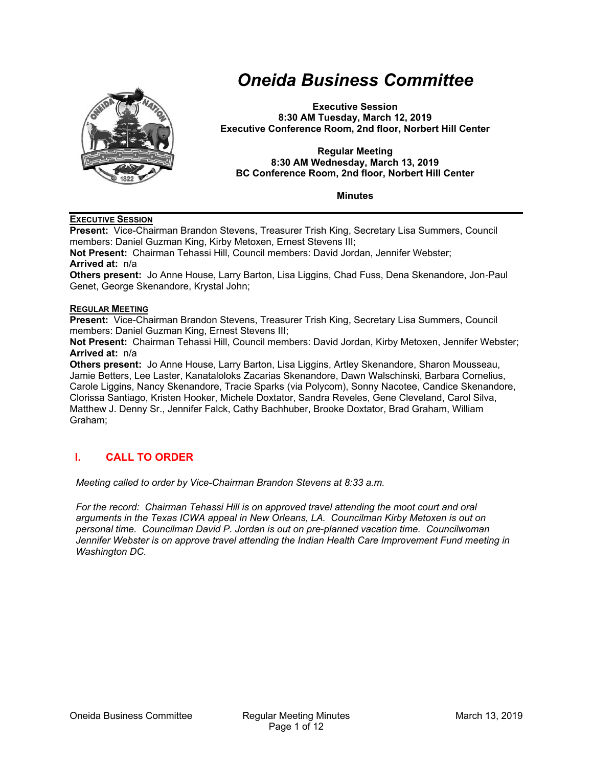# Oneida Business Committee

**Executive Session**
**8:30 AM Tuesday, March 12, 2019**
**Executive Conference Room, 2nd floor, Norbert Hill Center**

**Regular Meeting**
**8:30 AM Wednesday, March 13, 2019**
**BC Conference Room, 2nd floor, Norbert Hill Center**

**Minutes**

---

**EXECUTIVE SESSION**

**Present:** Vice-Chairman Brandon Stevens, Treasurer Trish King, Secretary Lisa Summers, Council members: Daniel Guzman King, Kirby Metoxen, Ernest Stevens III;
**Not Present:** Chairman Tehassi Hill, Council members: David Jordan, Jennifer Webster;
**Arrived at:** n/a
**Others present:** Jo Anne House, Larry Barton, Lisa Liggins, Chad Fuss, Dena Skenandore, Jon-Paul Genet, George Skenandore, Krystal John;

**REGULAR MEETING**

**Present:** Vice-Chairman Brandon Stevens, Treasurer Trish King, Secretary Lisa Summers, Council members: Daniel Guzman King, Ernest Stevens III;
**Not Present:** Chairman Tehassi Hill, Council members: David Jordan, Kirby Metoxen, Jennifer Webster;
**Arrived at:** n/a
**Others present:** Jo Anne House, Larry Barton, Lisa Liggins, Artley Skenandore, Sharon Mousseau, Jamie Betters, Lee Laster, Kanatalolоks Zacarias Skenandore, Dawn Walschinski, Barbara Cornelius, Carole Liggins, Nancy Skenandore, Tracie Sparks (via Polycom), Sonny Nacotee, Candice Skenandore, Clorissa Santiago, Kristen Hooker, Michele Doxtator, Sandra Reveles, Gene Cleveland, Carol Silva, Matthew J. Denny Sr., Jennifer Falck, Cathy Bachhuber, Brooke Doxtator, Brad Graham, William Graham;

## I. CALL TO ORDER

*Meeting called to order by Vice-Chairman Brandon Stevens at 8:33 a.m.*

*For the record: Chairman Tehassi Hill is on approved travel attending the moot court and oral arguments in the Texas ICWA appeal in New Orleans, LA. Councilman Kirby Metoxen is out on personal time. Councilman David P. Jordan is out on pre-planned vacation time. Councilwoman Jennifer Webster is on approve travel attending the Indian Health Care Improvement Fund meeting in Washington DC.*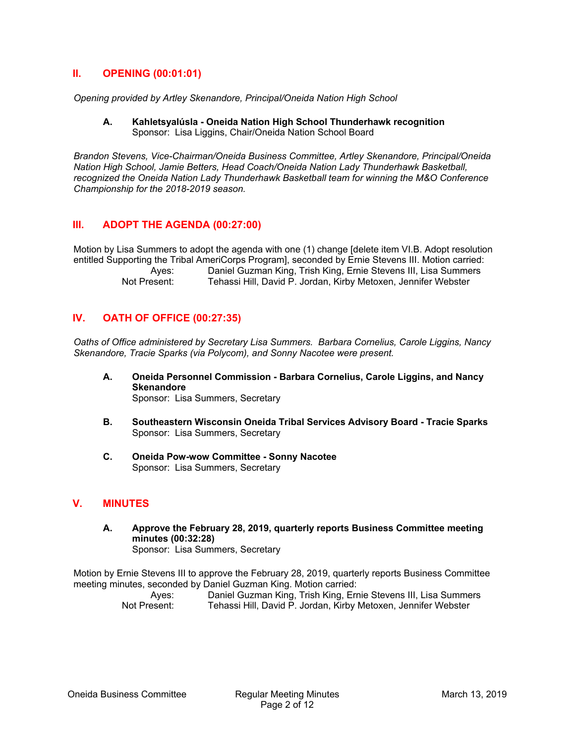## II. OPENING (00:01:01)

*Opening provided by Artley Skenandore, Principal/Oneida Nation High School*

**A. Kahletsyalúsla - Oneida Nation High School Thunderhawk recognition**
Sponsor: Lisa Liggins, Chair/Oneida Nation School Board

*Brandon Stevens, Vice-Chairman/Oneida Business Committee, Artley Skenandore, Principal/Oneida Nation High School, Jamie Betters, Head Coach/Oneida Nation Lady Thunderhawk Basketball, recognized the Oneida Nation Lady Thunderhawk Basketball team for winning the M&O Conference Championship for the 2018-2019 season.*

## III. ADOPT THE AGENDA (00:27:00)

Motion by Lisa Summers to adopt the agenda with one (1) change [delete item VI.B. Adopt resolution entitled Supporting the Tribal AmeriCorps Program], seconded by Ernie Stevens III. Motion carried:

Ayes: Daniel Guzman King, Trish King, Ernie Stevens III, Lisa Summers
Not Present: Tehassi Hill, David P. Jordan, Kirby Metoxen, Jennifer Webster

## IV. OATH OF OFFICE (00:27:35)

*Oaths of Office administered by Secretary Lisa Summers. Barbara Cornelius, Carole Liggins, Nancy Skenandore, Tracie Sparks (via Polycom), and Sonny Nacotee were present.*

**A. Oneida Personnel Commission - Barbara Cornelius, Carole Liggins, and Nancy Skenandore**
Sponsor: Lisa Summers, Secretary

**B. Southeastern Wisconsin Oneida Tribal Services Advisory Board - Tracie Sparks**
Sponsor: Lisa Summers, Secretary

**C. Oneida Pow-wow Committee - Sonny Nacotee**
Sponsor: Lisa Summers, Secretary

## V. MINUTES

**A. Approve the February 28, 2019, quarterly reports Business Committee meeting minutes (00:32:28)**
Sponsor: Lisa Summers, Secretary

Motion by Ernie Stevens III to approve the February 28, 2019, quarterly reports Business Committee meeting minutes, seconded by Daniel Guzman King. Motion carried:

Ayes: Daniel Guzman King, Trish King, Ernie Stevens III, Lisa Summers
Not Present: Tehassi Hill, David P. Jordan, Kirby Metoxen, Jennifer Webster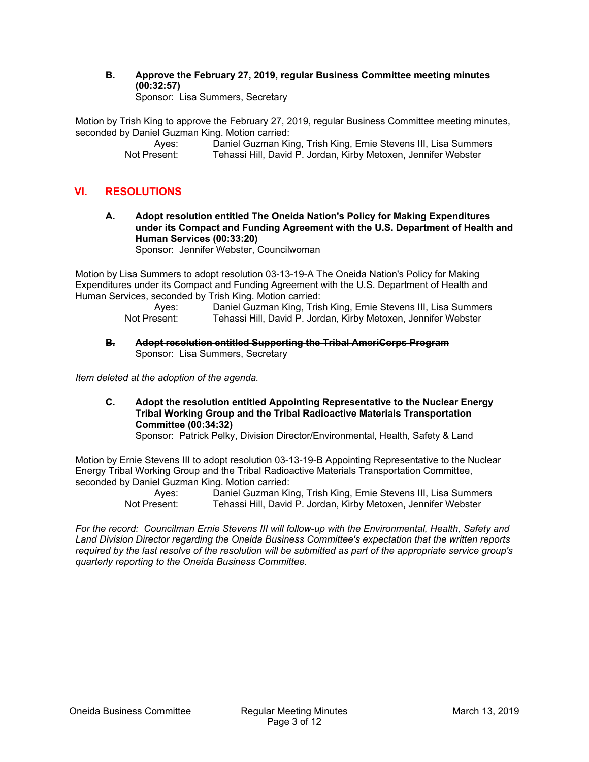**B. Approve the February 27, 2019, regular Business Committee meeting minutes (00:32:57)**
Sponsor: Lisa Summers, Secretary

Motion by Trish King to approve the February 27, 2019, regular Business Committee meeting minutes, seconded by Daniel Guzman King. Motion carried:

| | |
|---|---|
| Ayes: | Daniel Guzman King, Trish King, Ernie Stevens III, Lisa Summers |
| Not Present: | Tehassi Hill, David P. Jordan, Kirby Metoxen, Jennifer Webster |

## VI. RESOLUTIONS

**A. Adopt resolution entitled The Oneida Nation's Policy for Making Expenditures under its Compact and Funding Agreement with the U.S. Department of Health and Human Services (00:33:20)**
Sponsor: Jennifer Webster, Councilwoman

Motion by Lisa Summers to adopt resolution 03-13-19-A The Oneida Nation's Policy for Making Expenditures under its Compact and Funding Agreement with the U.S. Department of Health and Human Services, seconded by Trish King. Motion carried:

| | |
|---|---|
| Ayes: | Daniel Guzman King, Trish King, Ernie Stevens III, Lisa Summers |
| Not Present: | Tehassi Hill, David P. Jordan, Kirby Metoxen, Jennifer Webster |

~~**B. Adopt resolution entitled Supporting the Tribal AmeriCorps Program**~~
~~Sponsor: Lisa Summers, Secretary~~

*Item deleted at the adoption of the agenda.*

**C. Adopt the resolution entitled Appointing Representative to the Nuclear Energy Tribal Working Group and the Tribal Radioactive Materials Transportation Committee (00:34:32)**
Sponsor: Patrick Pelky, Division Director/Environmental, Health, Safety & Land

Motion by Ernie Stevens III to adopt resolution 03-13-19-B Appointing Representative to the Nuclear Energy Tribal Working Group and the Tribal Radioactive Materials Transportation Committee, seconded by Daniel Guzman King. Motion carried:

| | |
|---|---|
| Ayes: | Daniel Guzman King, Trish King, Ernie Stevens III, Lisa Summers |
| Not Present: | Tehassi Hill, David P. Jordan, Kirby Metoxen, Jennifer Webster |

*For the record: Councilman Ernie Stevens III will follow-up with the Environmental, Health, Safety and Land Division Director regarding the Oneida Business Committee's expectation that the written reports required by the last resolve of the resolution will be submitted as part of the appropriate service group's quarterly reporting to the Oneida Business Committee.*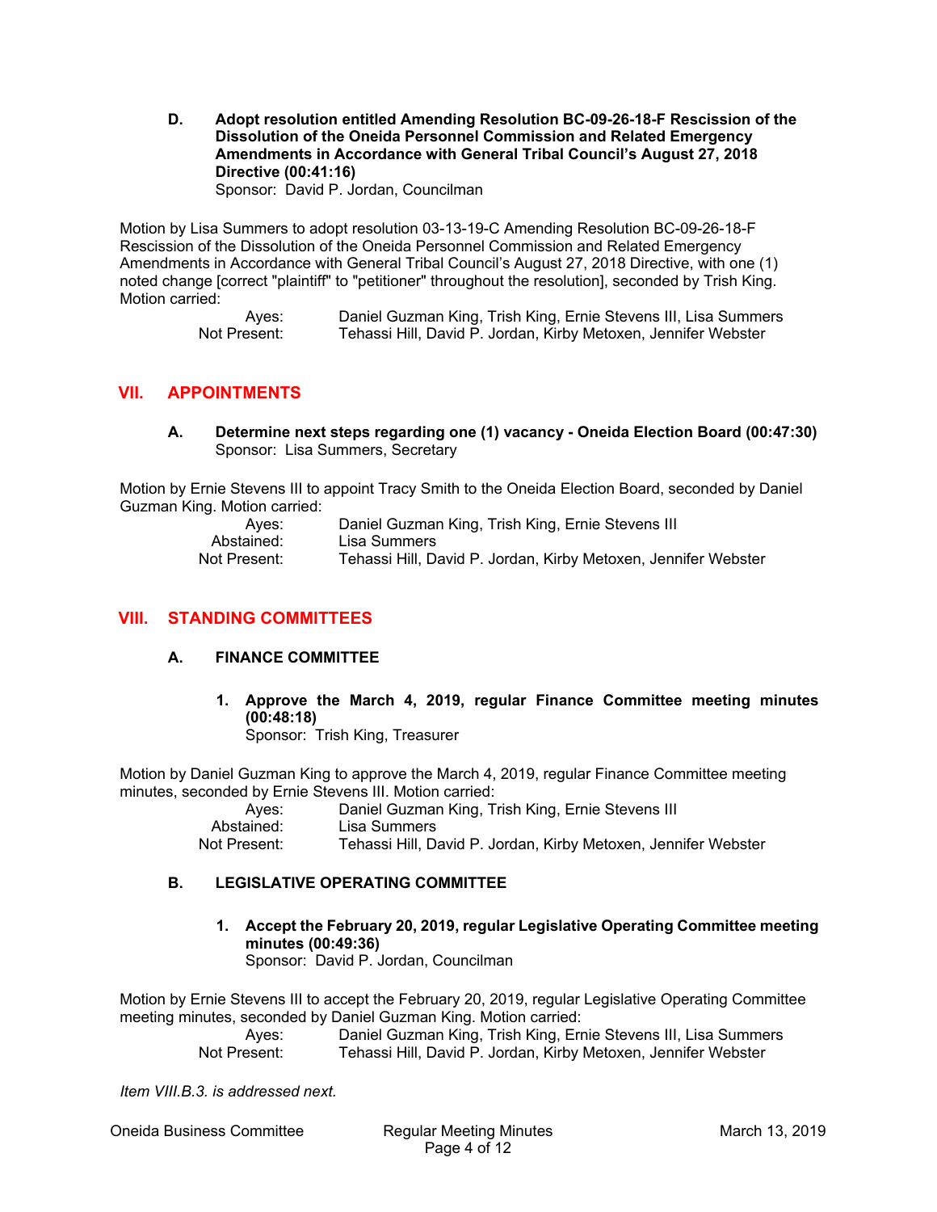**D. Adopt resolution entitled Amending Resolution BC-09-26-18-F Rescission of the Dissolution of the Oneida Personnel Commission and Related Emergency Amendments in Accordance with General Tribal Council's August 27, 2018 Directive (00:41:16)**
Sponsor: David P. Jordan, Councilman

Motion by Lisa Summers to adopt resolution 03-13-19-C Amending Resolution BC-09-26-18-F Rescission of the Dissolution of the Oneida Personnel Commission and Related Emergency Amendments in Accordance with General Tribal Council's August 27, 2018 Directive, with one (1) noted change [correct "plaintiff" to "petitioner" throughout the resolution], seconded by Trish King. Motion carried:

Ayes: Daniel Guzman King, Trish King, Ernie Stevens III, Lisa Summers
Not Present: Tehassi Hill, David P. Jordan, Kirby Metoxen, Jennifer Webster

## VII. APPOINTMENTS

**A. Determine next steps regarding one (1) vacancy - Oneida Election Board (00:47:30)**
Sponsor: Lisa Summers, Secretary

Motion by Ernie Stevens III to appoint Tracy Smith to the Oneida Election Board, seconded by Daniel Guzman King. Motion carried:

Ayes: Daniel Guzman King, Trish King, Ernie Stevens III
Abstained: Lisa Summers
Not Present: Tehassi Hill, David P. Jordan, Kirby Metoxen, Jennifer Webster

## VIII. STANDING COMMITTEES

### A. FINANCE COMMITTEE

**1. Approve the March 4, 2019, regular Finance Committee meeting minutes (00:48:18)**
Sponsor: Trish King, Treasurer

Motion by Daniel Guzman King to approve the March 4, 2019, regular Finance Committee meeting minutes, seconded by Ernie Stevens III. Motion carried:

Ayes: Daniel Guzman King, Trish King, Ernie Stevens III
Abstained: Lisa Summers
Not Present: Tehassi Hill, David P. Jordan, Kirby Metoxen, Jennifer Webster

### B. LEGISLATIVE OPERATING COMMITTEE

**1. Accept the February 20, 2019, regular Legislative Operating Committee meeting minutes (00:49:36)**
Sponsor: David P. Jordan, Councilman

Motion by Ernie Stevens III to accept the February 20, 2019, regular Legislative Operating Committee meeting minutes, seconded by Daniel Guzman King. Motion carried:

Ayes: Daniel Guzman King, Trish King, Ernie Stevens III, Lisa Summers
Not Present: Tehassi Hill, David P. Jordan, Kirby Metoxen, Jennifer Webster

*Item VIII.B.3. is addressed next.*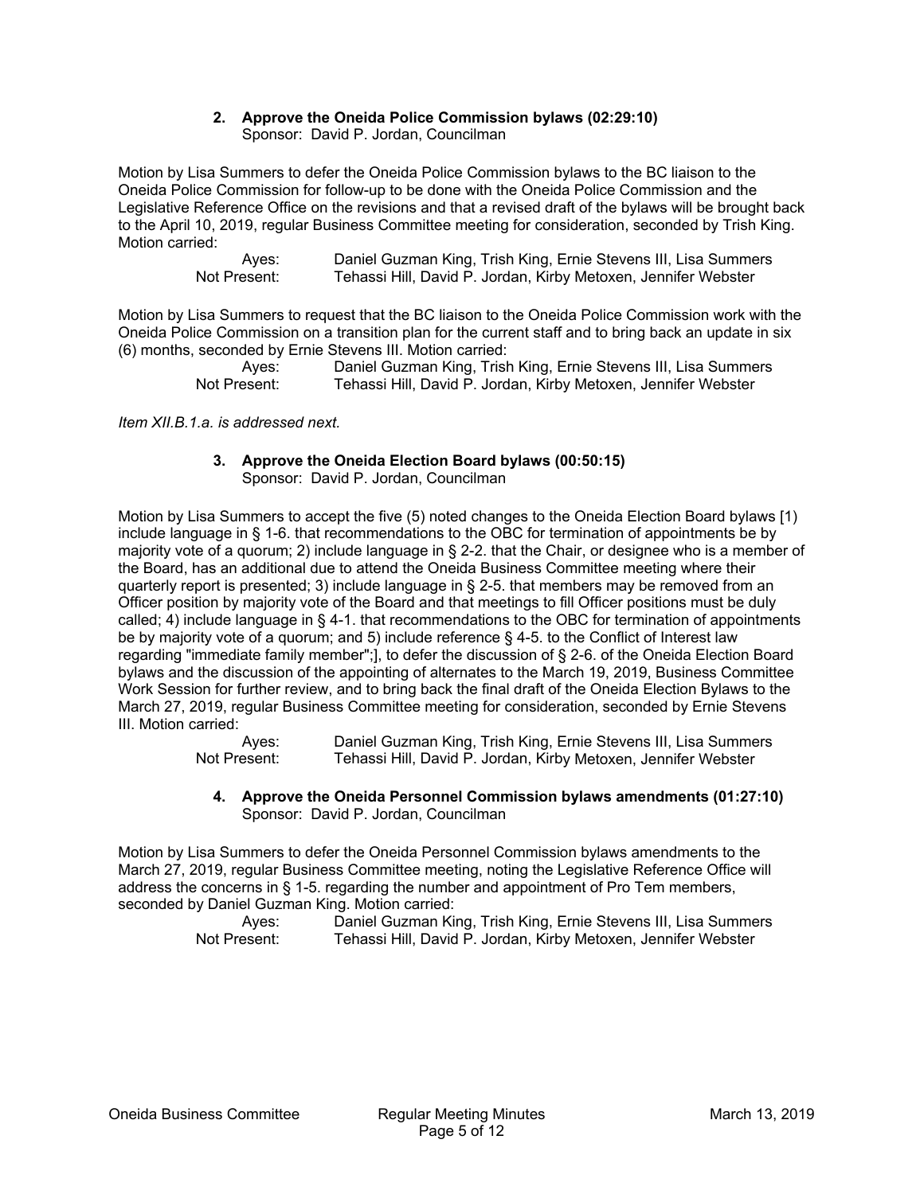**2. Approve the Oneida Police Commission bylaws (02:29:10)**
Sponsor: David P. Jordan, Councilman

Motion by Lisa Summers to defer the Oneida Police Commission bylaws to the BC liaison to the Oneida Police Commission for follow-up to be done with the Oneida Police Commission and the Legislative Reference Office on the revisions and that a revised draft of the bylaws will be brought back to the April 10, 2019, regular Business Committee meeting for consideration, seconded by Trish King. Motion carried:

Ayes: Daniel Guzman King, Trish King, Ernie Stevens III, Lisa Summers
Not Present: Tehassi Hill, David P. Jordan, Kirby Metoxen, Jennifer Webster

Motion by Lisa Summers to request that the BC liaison to the Oneida Police Commission work with the Oneida Police Commission on a transition plan for the current staff and to bring back an update in six (6) months, seconded by Ernie Stevens III. Motion carried:

Ayes: Daniel Guzman King, Trish King, Ernie Stevens III, Lisa Summers
Not Present: Tehassi Hill, David P. Jordan, Kirby Metoxen, Jennifer Webster

*Item XII.B.1.a. is addressed next.*

**3. Approve the Oneida Election Board bylaws (00:50:15)**
Sponsor: David P. Jordan, Councilman

Motion by Lisa Summers to accept the five (5) noted changes to the Oneida Election Board bylaws [1) include language in § 1-6. that recommendations to the OBC for termination of appointments be by majority vote of a quorum; 2) include language in § 2-2. that the Chair, or designee who is a member of the Board, has an additional due to attend the Oneida Business Committee meeting where their quarterly report is presented; 3) include language in § 2-5. that members may be removed from an Officer position by majority vote of the Board and that meetings to fill Officer positions must be duly called; 4) include language in § 4-1. that recommendations to the OBC for termination of appointments be by majority vote of a quorum; and 5) include reference § 4-5. to the Conflict of Interest law regarding "immediate family member";], to defer the discussion of § 2-6. of the Oneida Election Board bylaws and the discussion of the appointing of alternates to the March 19, 2019, Business Committee Work Session for further review, and to bring back the final draft of the Oneida Election Bylaws to the March 27, 2019, regular Business Committee meeting for consideration, seconded by Ernie Stevens III. Motion carried:

Ayes: Daniel Guzman King, Trish King, Ernie Stevens III, Lisa Summers
Not Present: Tehassi Hill, David P. Jordan, Kirby Metoxen, Jennifer Webster

**4. Approve the Oneida Personnel Commission bylaws amendments (01:27:10)**
Sponsor: David P. Jordan, Councilman

Motion by Lisa Summers to defer the Oneida Personnel Commission bylaws amendments to the March 27, 2019, regular Business Committee meeting, noting the Legislative Reference Office will address the concerns in § 1-5. regarding the number and appointment of Pro Tem members, seconded by Daniel Guzman King. Motion carried:

Ayes: Daniel Guzman King, Trish King, Ernie Stevens III, Lisa Summers
Not Present: Tehassi Hill, David P. Jordan, Kirby Metoxen, Jennifer Webster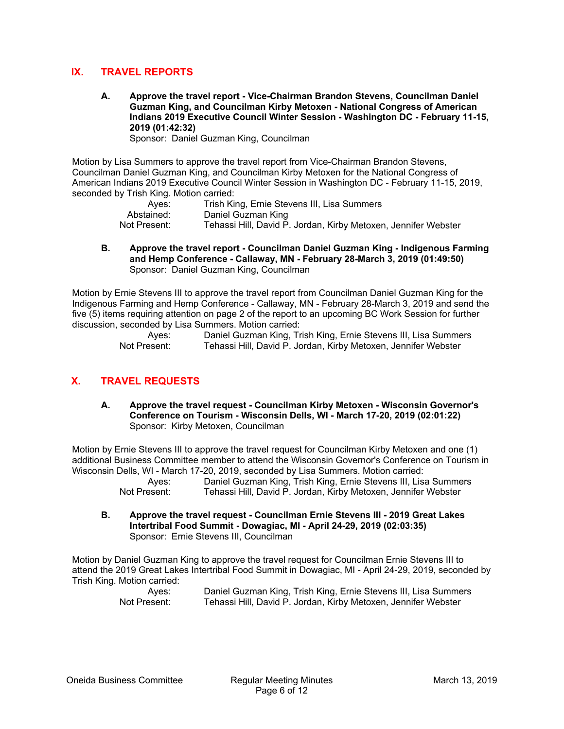## IX. TRAVEL REPORTS

**A. Approve the travel report - Vice-Chairman Brandon Stevens, Councilman Daniel Guzman King, and Councilman Kirby Metoxen - National Congress of American Indians 2019 Executive Council Winter Session - Washington DC - February 11-15, 2019 (01:42:32)**
Sponsor: Daniel Guzman King, Councilman

Motion by Lisa Summers to approve the travel report from Vice-Chairman Brandon Stevens, Councilman Daniel Guzman King, and Councilman Kirby Metoxen for the National Congress of American Indians 2019 Executive Council Winter Session in Washington DC - February 11-15, 2019, seconded by Trish King. Motion carried:

Ayes: Trish King, Ernie Stevens III, Lisa Summers
Abstained: Daniel Guzman King
Not Present: Tehassi Hill, David P. Jordan, Kirby Metoxen, Jennifer Webster

**B. Approve the travel report - Councilman Daniel Guzman King - Indigenous Farming and Hemp Conference - Callaway, MN - February 28-March 3, 2019 (01:49:50)**
Sponsor: Daniel Guzman King, Councilman

Motion by Ernie Stevens III to approve the travel report from Councilman Daniel Guzman King for the Indigenous Farming and Hemp Conference - Callaway, MN - February 28-March 3, 2019 and send the five (5) items requiring attention on page 2 of the report to an upcoming BC Work Session for further discussion, seconded by Lisa Summers. Motion carried:

Ayes: Daniel Guzman King, Trish King, Ernie Stevens III, Lisa Summers
Not Present: Tehassi Hill, David P. Jordan, Kirby Metoxen, Jennifer Webster

## X. TRAVEL REQUESTS

**A. Approve the travel request - Councilman Kirby Metoxen - Wisconsin Governor's Conference on Tourism - Wisconsin Dells, WI - March 17-20, 2019 (02:01:22)**
Sponsor: Kirby Metoxen, Councilman

Motion by Ernie Stevens III to approve the travel request for Councilman Kirby Metoxen and one (1) additional Business Committee member to attend the Wisconsin Governor's Conference on Tourism in Wisconsin Dells, WI - March 17-20, 2019, seconded by Lisa Summers. Motion carried:

Ayes: Daniel Guzman King, Trish King, Ernie Stevens III, Lisa Summers
Not Present: Tehassi Hill, David P. Jordan, Kirby Metoxen, Jennifer Webster

**B. Approve the travel request - Councilman Ernie Stevens III - 2019 Great Lakes Intertribal Food Summit - Dowagiac, MI - April 24-29, 2019 (02:03:35)**
Sponsor: Ernie Stevens III, Councilman

Motion by Daniel Guzman King to approve the travel request for Councilman Ernie Stevens III to attend the 2019 Great Lakes Intertribal Food Summit in Dowagiac, MI - April 24-29, 2019, seconded by Trish King. Motion carried:

Ayes: Daniel Guzman King, Trish King, Ernie Stevens III, Lisa Summers
Not Present: Tehassi Hill, David P. Jordan, Kirby Metoxen, Jennifer Webster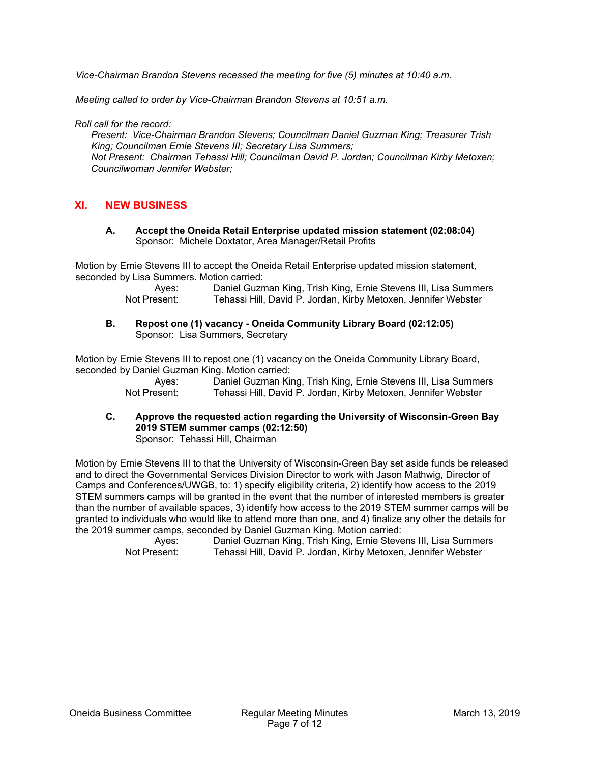*Vice-Chairman Brandon Stevens recessed the meeting for five (5) minutes at 10:40 a.m.*

*Meeting called to order by Vice-Chairman Brandon Stevens at 10:51 a.m.*

*Roll call for the record:*

*Present: Vice-Chairman Brandon Stevens; Councilman Daniel Guzman King; Treasurer Trish King; Councilman Ernie Stevens III; Secretary Lisa Summers;*
*Not Present: Chairman Tehassi Hill; Councilman David P. Jordan; Councilman Kirby Metoxen; Councilwoman Jennifer Webster;*

## XI. NEW BUSINESS

**A. Accept the Oneida Retail Enterprise updated mission statement (02:08:04)**
Sponsor: Michele Doxtator, Area Manager/Retail Profits

Motion by Ernie Stevens III to accept the Oneida Retail Enterprise updated mission statement, seconded by Lisa Summers. Motion carried:

Ayes: Daniel Guzman King, Trish King, Ernie Stevens III, Lisa Summers
Not Present: Tehassi Hill, David P. Jordan, Kirby Metoxen, Jennifer Webster

**B. Repost one (1) vacancy - Oneida Community Library Board (02:12:05)**
Sponsor: Lisa Summers, Secretary

Motion by Ernie Stevens III to repost one (1) vacancy on the Oneida Community Library Board, seconded by Daniel Guzman King. Motion carried:

Ayes: Daniel Guzman King, Trish King, Ernie Stevens III, Lisa Summers
Not Present: Tehassi Hill, David P. Jordan, Kirby Metoxen, Jennifer Webster

**C. Approve the requested action regarding the University of Wisconsin-Green Bay 2019 STEM summer camps (02:12:50)**
Sponsor: Tehassi Hill, Chairman

Motion by Ernie Stevens III to that the University of Wisconsin-Green Bay set aside funds be released and to direct the Governmental Services Division Director to work with Jason Mathwig, Director of Camps and Conferences/UWGB, to: 1) specify eligibility criteria, 2) identify how access to the 2019 STEM summers camps will be granted in the event that the number of interested members is greater than the number of available spaces, 3) identify how access to the 2019 STEM summer camps will be granted to individuals who would like to attend more than one, and 4) finalize any other the details for the 2019 summer camps, seconded by Daniel Guzman King. Motion carried:

Ayes: Daniel Guzman King, Trish King, Ernie Stevens III, Lisa Summers
Not Present: Tehassi Hill, David P. Jordan, Kirby Metoxen, Jennifer Webster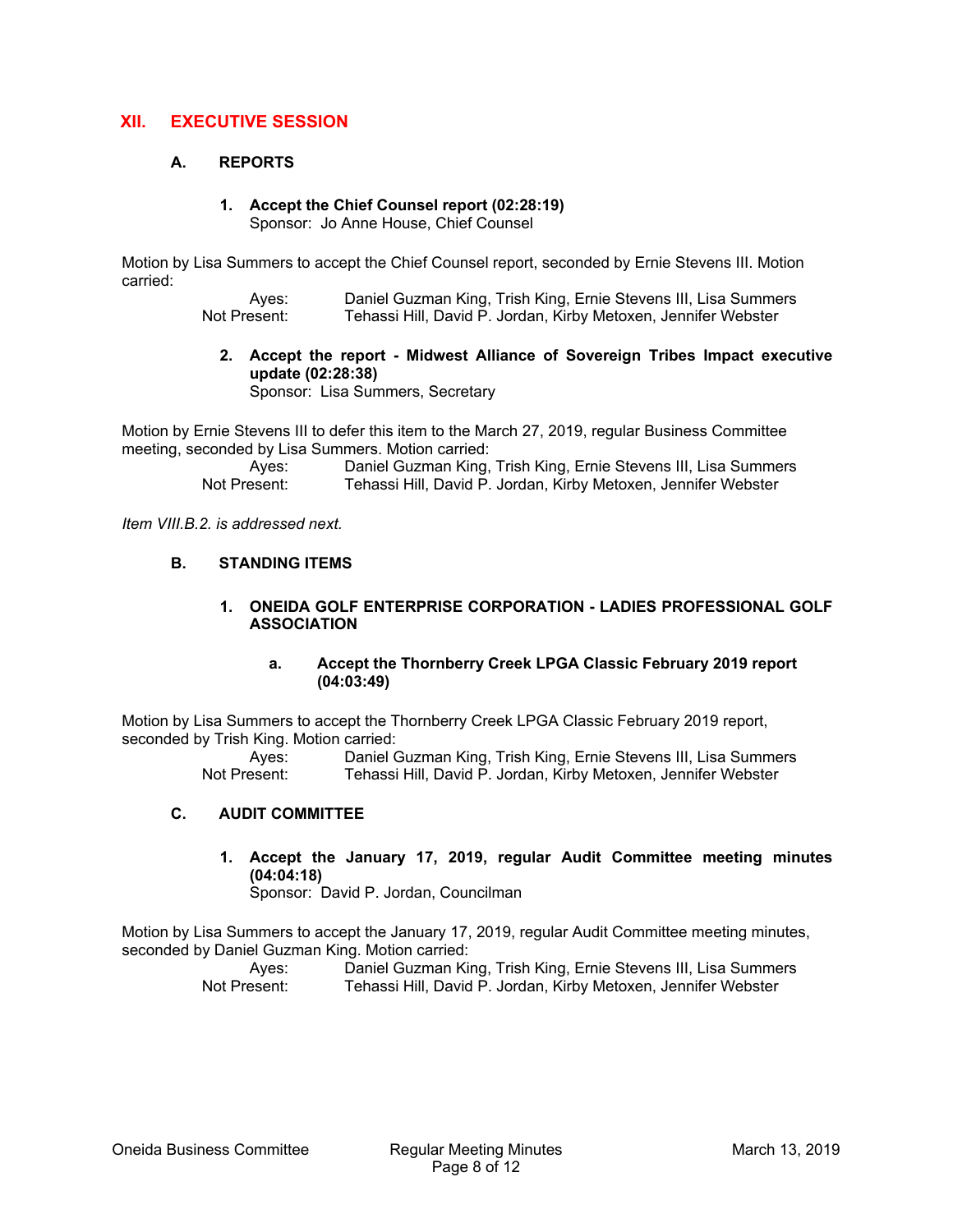## XII. EXECUTIVE SESSION

### A. REPORTS

**1. Accept the Chief Counsel report (02:28:19)**
Sponsor: Jo Anne House, Chief Counsel

Motion by Lisa Summers to accept the Chief Counsel report, seconded by Ernie Stevens III. Motion carried:

Ayes: Daniel Guzman King, Trish King, Ernie Stevens III, Lisa Summers
Not Present: Tehassi Hill, David P. Jordan, Kirby Metoxen, Jennifer Webster

**2. Accept the report - Midwest Alliance of Sovereign Tribes Impact executive update (02:28:38)**
Sponsor: Lisa Summers, Secretary

Motion by Ernie Stevens III to defer this item to the March 27, 2019, regular Business Committee meeting, seconded by Lisa Summers. Motion carried:

Ayes: Daniel Guzman King, Trish King, Ernie Stevens III, Lisa Summers
Not Present: Tehassi Hill, David P. Jordan, Kirby Metoxen, Jennifer Webster

*Item VIII.B.2. is addressed next.*

### B. STANDING ITEMS

**1. ONEIDA GOLF ENTERPRISE CORPORATION - LADIES PROFESSIONAL GOLF ASSOCIATION**

**a. Accept the Thornberry Creek LPGA Classic February 2019 report (04:03:49)**

Motion by Lisa Summers to accept the Thornberry Creek LPGA Classic February 2019 report, seconded by Trish King. Motion carried:

Ayes: Daniel Guzman King, Trish King, Ernie Stevens III, Lisa Summers
Not Present: Tehassi Hill, David P. Jordan, Kirby Metoxen, Jennifer Webster

### C. AUDIT COMMITTEE

**1. Accept the January 17, 2019, regular Audit Committee meeting minutes (04:04:18)**
Sponsor: David P. Jordan, Councilman

Motion by Lisa Summers to accept the January 17, 2019, regular Audit Committee meeting minutes, seconded by Daniel Guzman King. Motion carried:

Ayes: Daniel Guzman King, Trish King, Ernie Stevens III, Lisa Summers
Not Present: Tehassi Hill, David P. Jordan, Kirby Metoxen, Jennifer Webster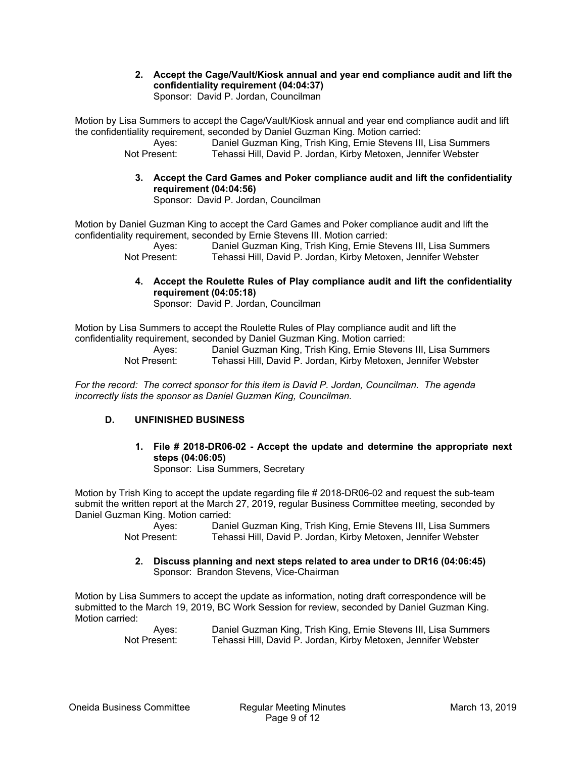**2. Accept the Cage/Vault/Kiosk annual and year end compliance audit and lift the confidentiality requirement (04:04:37)**
Sponsor: David P. Jordan, Councilman

Motion by Lisa Summers to accept the Cage/Vault/Kiosk annual and year end compliance audit and lift the confidentiality requirement, seconded by Daniel Guzman King. Motion carried:

Ayes: Daniel Guzman King, Trish King, Ernie Stevens III, Lisa Summers
Not Present: Tehassi Hill, David P. Jordan, Kirby Metoxen, Jennifer Webster

**3. Accept the Card Games and Poker compliance audit and lift the confidentiality requirement (04:04:56)**
Sponsor: David P. Jordan, Councilman

Motion by Daniel Guzman King to accept the Card Games and Poker compliance audit and lift the confidentiality requirement, seconded by Ernie Stevens III. Motion carried:

Ayes: Daniel Guzman King, Trish King, Ernie Stevens III, Lisa Summers
Not Present: Tehassi Hill, David P. Jordan, Kirby Metoxen, Jennifer Webster

**4. Accept the Roulette Rules of Play compliance audit and lift the confidentiality requirement (04:05:18)**
Sponsor: David P. Jordan, Councilman

Motion by Lisa Summers to accept the Roulette Rules of Play compliance audit and lift the confidentiality requirement, seconded by Daniel Guzman King. Motion carried:

Ayes: Daniel Guzman King, Trish King, Ernie Stevens III, Lisa Summers
Not Present: Tehassi Hill, David P. Jordan, Kirby Metoxen, Jennifer Webster

*For the record: The correct sponsor for this item is David P. Jordan, Councilman. The agenda incorrectly lists the sponsor as Daniel Guzman King, Councilman.*

## D. UNFINISHED BUSINESS

**1. File # 2018-DR06-02 - Accept the update and determine the appropriate next steps (04:06:05)**
Sponsor: Lisa Summers, Secretary

Motion by Trish King to accept the update regarding file # 2018-DR06-02 and request the sub-team submit the written report at the March 27, 2019, regular Business Committee meeting, seconded by Daniel Guzman King. Motion carried:

Ayes: Daniel Guzman King, Trish King, Ernie Stevens III, Lisa Summers
Not Present: Tehassi Hill, David P. Jordan, Kirby Metoxen, Jennifer Webster

**2. Discuss planning and next steps related to area under to DR16 (04:06:45)**
Sponsor: Brandon Stevens, Vice-Chairman

Motion by Lisa Summers to accept the update as information, noting draft correspondence will be submitted to the March 19, 2019, BC Work Session for review, seconded by Daniel Guzman King. Motion carried:

Ayes: Daniel Guzman King, Trish King, Ernie Stevens III, Lisa Summers
Not Present: Tehassi Hill, David P. Jordan, Kirby Metoxen, Jennifer Webster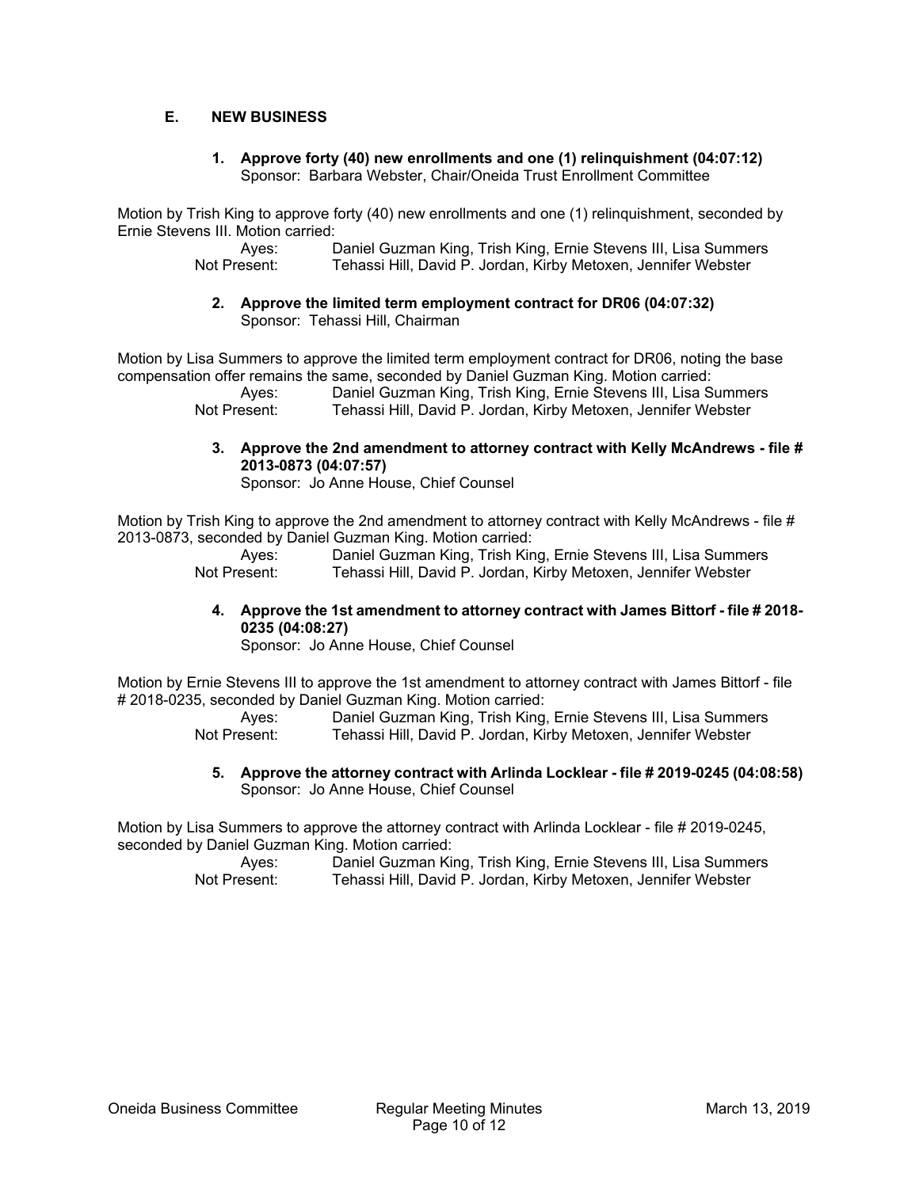## E. NEW BUSINESS

**1. Approve forty (40) new enrollments and one (1) relinquishment (04:07:12)**
Sponsor: Barbara Webster, Chair/Oneida Trust Enrollment Committee

Motion by Trish King to approve forty (40) new enrollments and one (1) relinquishment, seconded by Ernie Stevens III. Motion carried:

Ayes: Daniel Guzman King, Trish King, Ernie Stevens III, Lisa Summers
Not Present: Tehassi Hill, David P. Jordan, Kirby Metoxen, Jennifer Webster

**2. Approve the limited term employment contract for DR06 (04:07:32)**
Sponsor: Tehassi Hill, Chairman

Motion by Lisa Summers to approve the limited term employment contract for DR06, noting the base compensation offer remains the same, seconded by Daniel Guzman King. Motion carried:

Ayes: Daniel Guzman King, Trish King, Ernie Stevens III, Lisa Summers
Not Present: Tehassi Hill, David P. Jordan, Kirby Metoxen, Jennifer Webster

**3. Approve the 2nd amendment to attorney contract with Kelly McAndrews - file # 2013-0873 (04:07:57)**
Sponsor: Jo Anne House, Chief Counsel

Motion by Trish King to approve the 2nd amendment to attorney contract with Kelly McAndrews - file # 2013-0873, seconded by Daniel Guzman King. Motion carried:

Ayes: Daniel Guzman King, Trish King, Ernie Stevens III, Lisa Summers
Not Present: Tehassi Hill, David P. Jordan, Kirby Metoxen, Jennifer Webster

**4. Approve the 1st amendment to attorney contract with James Bittorf - file # 2018-0235 (04:08:27)**
Sponsor: Jo Anne House, Chief Counsel

Motion by Ernie Stevens III to approve the 1st amendment to attorney contract with James Bittorf - file # 2018-0235, seconded by Daniel Guzman King. Motion carried:

Ayes: Daniel Guzman King, Trish King, Ernie Stevens III, Lisa Summers
Not Present: Tehassi Hill, David P. Jordan, Kirby Metoxen, Jennifer Webster

**5. Approve the attorney contract with Arlinda Locklear - file # 2019-0245 (04:08:58)**
Sponsor: Jo Anne House, Chief Counsel

Motion by Lisa Summers to approve the attorney contract with Arlinda Locklear - file # 2019-0245, seconded by Daniel Guzman King. Motion carried:

Ayes: Daniel Guzman King, Trish King, Ernie Stevens III, Lisa Summers
Not Present: Tehassi Hill, David P. Jordan, Kirby Metoxen, Jennifer Webster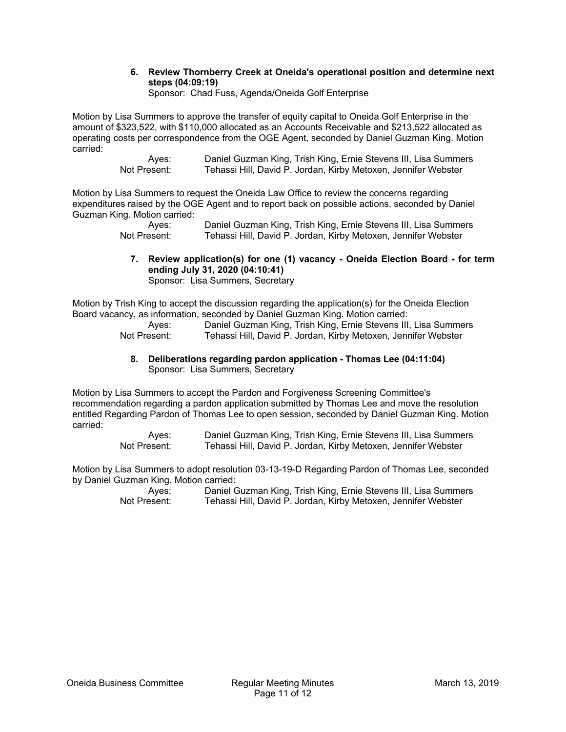**6. Review Thornberry Creek at Oneida's operational position and determine next steps (04:09:19)**
Sponsor: Chad Fuss, Agenda/Oneida Golf Enterprise

Motion by Lisa Summers to approve the transfer of equity capital to Oneida Golf Enterprise in the amount of $323,522, with $110,000 allocated as an Accounts Receivable and $213,522 allocated as operating costs per correspondence from the OGE Agent, seconded by Daniel Guzman King. Motion carried:

Ayes: Daniel Guzman King, Trish King, Ernie Stevens III, Lisa Summers
Not Present: Tehassi Hill, David P. Jordan, Kirby Metoxen, Jennifer Webster

Motion by Lisa Summers to request the Oneida Law Office to review the concerns regarding expenditures raised by the OGE Agent and to report back on possible actions, seconded by Daniel Guzman King. Motion carried:

Ayes: Daniel Guzman King, Trish King, Ernie Stevens III, Lisa Summers
Not Present: Tehassi Hill, David P. Jordan, Kirby Metoxen, Jennifer Webster

**7. Review application(s) for one (1) vacancy - Oneida Election Board - for term ending July 31, 2020 (04:10:41)**
Sponsor: Lisa Summers, Secretary

Motion by Trish King to accept the discussion regarding the application(s) for the Oneida Election Board vacancy, as information, seconded by Daniel Guzman King. Motion carried:

Ayes: Daniel Guzman King, Trish King, Ernie Stevens III, Lisa Summers
Not Present: Tehassi Hill, David P. Jordan, Kirby Metoxen, Jennifer Webster

**8. Deliberations regarding pardon application - Thomas Lee (04:11:04)**
Sponsor: Lisa Summers, Secretary

Motion by Lisa Summers to accept the Pardon and Forgiveness Screening Committee's recommendation regarding a pardon application submitted by Thomas Lee and move the resolution entitled Regarding Pardon of Thomas Lee to open session, seconded by Daniel Guzman King. Motion carried:

Ayes: Daniel Guzman King, Trish King, Ernie Stevens III, Lisa Summers
Not Present: Tehassi Hill, David P. Jordan, Kirby Metoxen, Jennifer Webster

Motion by Lisa Summers to adopt resolution 03-13-19-D Regarding Pardon of Thomas Lee, seconded by Daniel Guzman King. Motion carried:

Ayes: Daniel Guzman King, Trish King, Ernie Stevens III, Lisa Summers
Not Present: Tehassi Hill, David P. Jordan, Kirby Metoxen, Jennifer Webster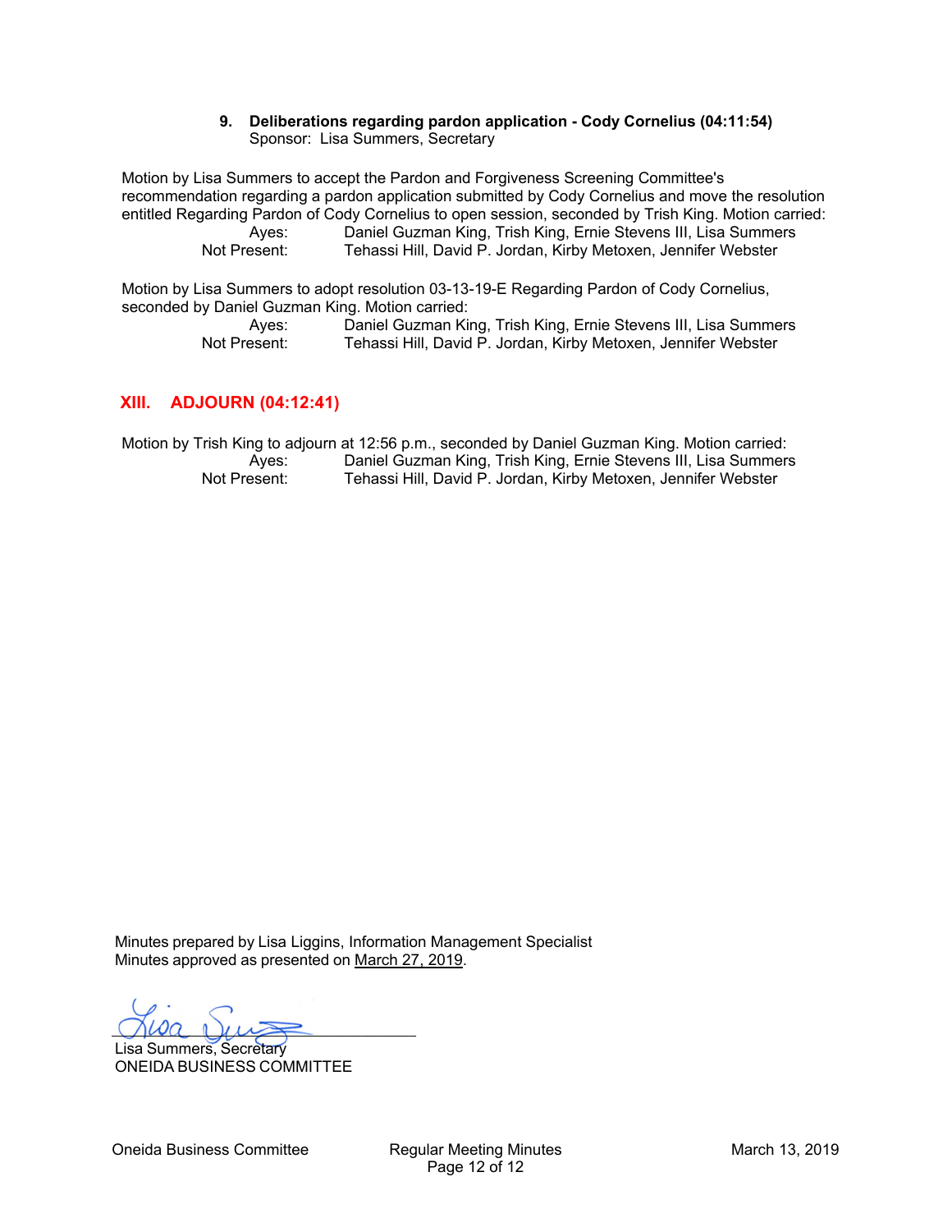**9. Deliberations regarding pardon application - Cody Cornelius (04:11:54)**
Sponsor: Lisa Summers, Secretary

Motion by Lisa Summers to accept the Pardon and Forgiveness Screening Committee's recommendation regarding a pardon application submitted by Cody Cornelius and move the resolution entitled Regarding Pardon of Cody Cornelius to open session, seconded by Trish King. Motion carried:

| | |
|---|---|
| Ayes: | Daniel Guzman King, Trish King, Ernie Stevens III, Lisa Summers |
| Not Present: | Tehassi Hill, David P. Jordan, Kirby Metoxen, Jennifer Webster |

Motion by Lisa Summers to adopt resolution 03-13-19-E Regarding Pardon of Cody Cornelius, seconded by Daniel Guzman King. Motion carried:

| | |
|---|---|
| Ayes: | Daniel Guzman King, Trish King, Ernie Stevens III, Lisa Summers |
| Not Present: | Tehassi Hill, David P. Jordan, Kirby Metoxen, Jennifer Webster |

## XIII. ADJOURN (04:12:41)

Motion by Trish King to adjourn at 12:56 p.m., seconded by Daniel Guzman King. Motion carried:

| | |
|---|---|
| Ayes: | Daniel Guzman King, Trish King, Ernie Stevens III, Lisa Summers |
| Not Present: | Tehassi Hill, David P. Jordan, Kirby Metoxen, Jennifer Webster |

Minutes prepared by Lisa Liggins, Information Management Specialist
Minutes approved as presented on March 27, 2019.

Lisa Summers, Secretary
ONEIDA BUSINESS COMMITTEE